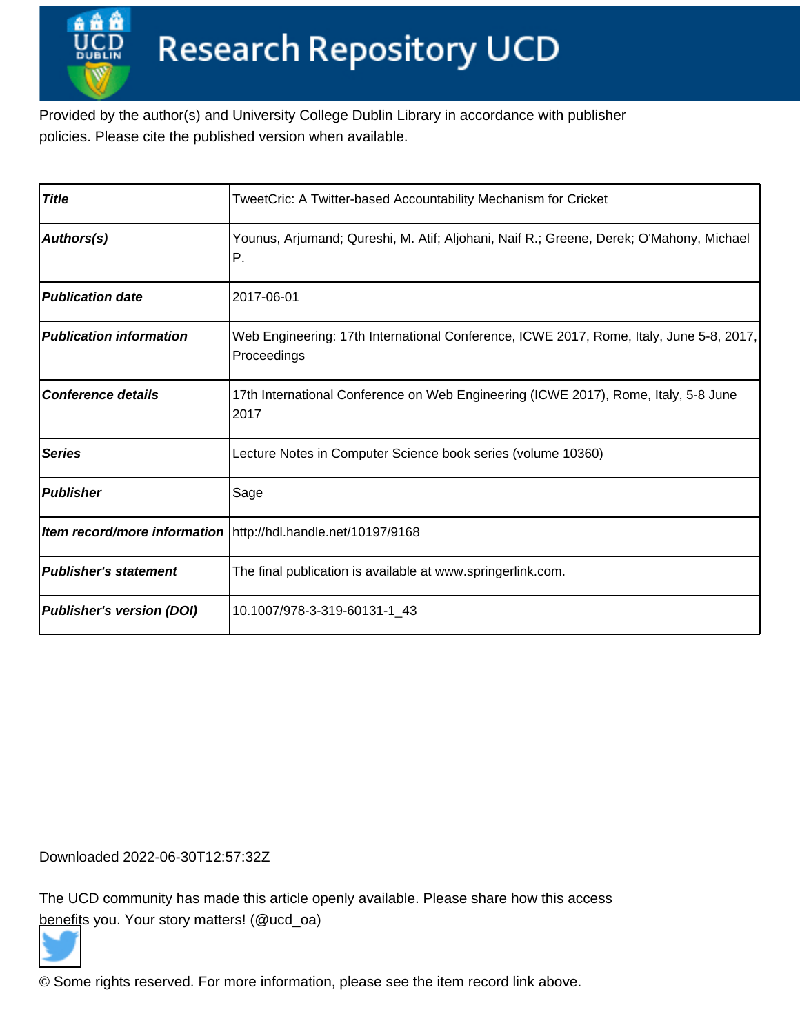# Research Repository UCD

Provided by the author(s) and University College Dublin Library in accordance with publisher policies. Please cite the published version when available.

| | |
|---|---|
| ***Title*** | TweetCric: A Twitter-based Accountability Mechanism for Cricket |
| ***Authors(s)*** | Younus, Arjumand; Qureshi, M. Atif; Aljohani, Naif R.; Greene, Derek; O'Mahony, Michael P. |
| ***Publication date*** | 2017-06-01 |
| ***Publication information*** | Web Engineering: 17th International Conference, ICWE 2017, Rome, Italy, June 5-8, 2017, Proceedings |
| ***Conference details*** | 17th International Conference on Web Engineering (ICWE 2017), Rome, Italy, 5-8 June 2017 |
| ***Series*** | Lecture Notes in Computer Science book series (volume 10360) |
| ***Publisher*** | Sage |
| ***Item record/more information*** | http://hdl.handle.net/10197/9168 |
| ***Publisher's statement*** | The final publication is available at www.springerlink.com. |
| ***Publisher's version (DOI)*** | 10.1007/978-3-319-60131-1_43 |

Downloaded 2022-06-30T12:57:32Z

The UCD community has made this article openly available. Please share how this access benefits you. Your story matters! (@ucd_oa)

© Some rights reserved. For more information, please see the item record link above.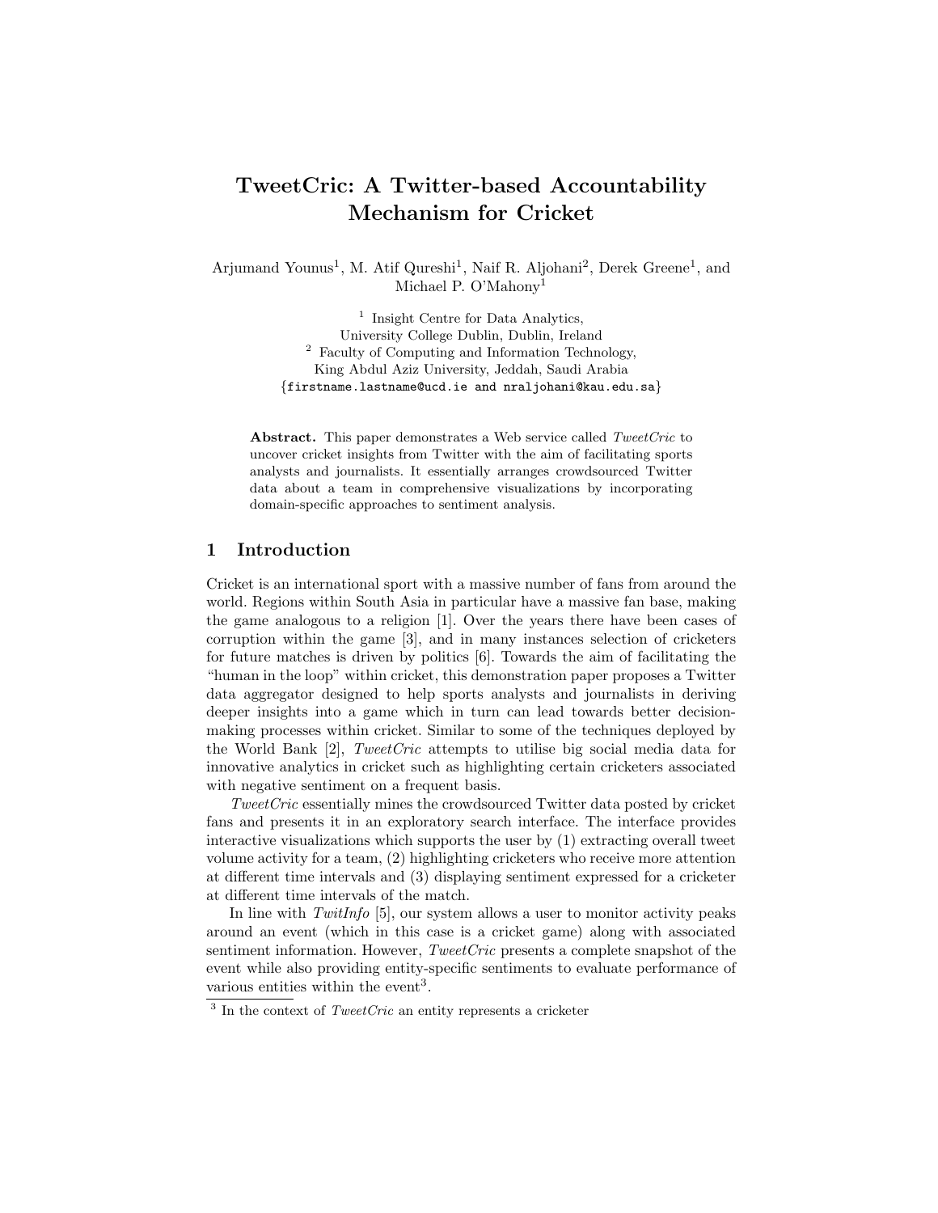# TweetCric: A Twitter-based Accountability Mechanism for Cricket

Arjumand Younus[1], M. Atif Qureshi[1], Naif R. Aljohani[2], Derek Greene[1], and Michael P. O'Mahony[1]

[1] Insight Centre for Data Analytics, University College Dublin, Dublin, Ireland
[2] Faculty of Computing and Information Technology, King Abdul Aziz University, Jeddah, Saudi Arabia
{firstname.lastname@ucd.ie and nraljohani@kau.edu.sa}

**Abstract.** This paper demonstrates a Web service called *TweetCric* to uncover cricket insights from Twitter with the aim of facilitating sports analysts and journalists. It essentially arranges crowdsourced Twitter data about a team in comprehensive visualizations by incorporating domain-specific approaches to sentiment analysis.

## 1 Introduction

Cricket is an international sport with a massive number of fans from around the world. Regions within South Asia in particular have a massive fan base, making the game analogous to a religion [1]. Over the years there have been cases of corruption within the game [3], and in many instances selection of cricketers for future matches is driven by politics [6]. Towards the aim of facilitating the "human in the loop" within cricket, this demonstration paper proposes a Twitter data aggregator designed to help sports analysts and journalists in deriving deeper insights into a game which in turn can lead towards better decision-making processes within cricket. Similar to some of the techniques deployed by the World Bank [2], *TweetCric* attempts to utilise big social media data for innovative analytics in cricket such as highlighting certain cricketers associated with negative sentiment on a frequent basis.

*TweetCric* essentially mines the crowdsourced Twitter data posted by cricket fans and presents it in an exploratory search interface. The interface provides interactive visualizations which supports the user by (1) extracting overall tweet volume activity for a team, (2) highlighting cricketers who receive more attention at different time intervals and (3) displaying sentiment expressed for a cricketer at different time intervals of the match.

In line with *TwitInfo* [5], our system allows a user to monitor activity peaks around an event (which in this case is a cricket game) along with associated sentiment information. However, *TweetCric* presents a complete snapshot of the event while also providing entity-specific sentiments to evaluate performance of various entities within the event[3].

[3] In the context of *TweetCric* an entity represents a cricketer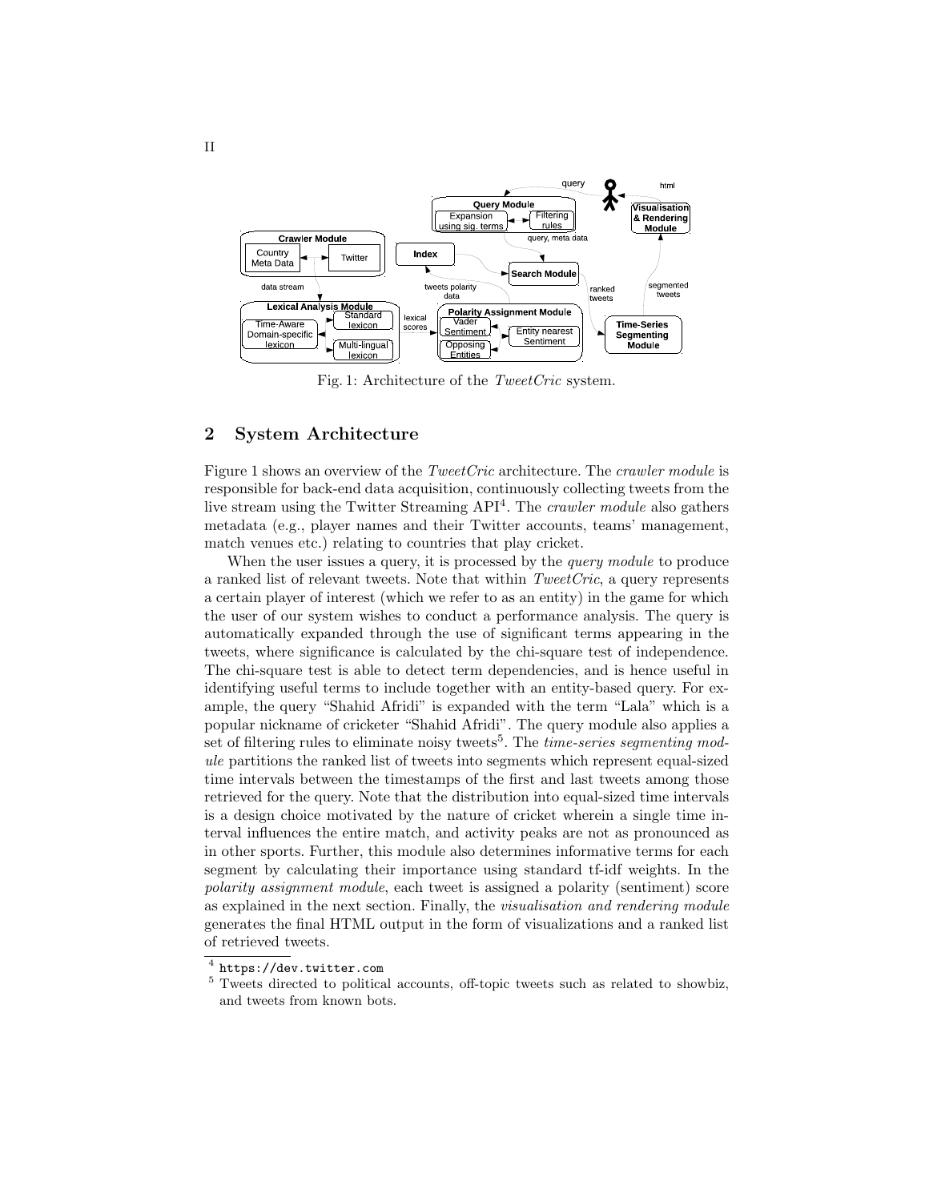Fig. 1: Architecture of the *TweetCric* system.

## 2 System Architecture

Figure 1 shows an overview of the *TweetCric* architecture. The *crawler module* is responsible for back-end data acquisition, continuously collecting tweets from the live stream using the Twitter Streaming API[4]. The *crawler module* also gathers metadata (e.g., player names and their Twitter accounts, teams' management, match venues etc.) relating to countries that play cricket.

When the user issues a query, it is processed by the *query module* to produce a ranked list of relevant tweets. Note that within *TweetCric*, a query represents a certain player of interest (which we refer to as an entity) in the game for which the user of our system wishes to conduct a performance analysis. The query is automatically expanded through the use of significant terms appearing in the tweets, where significance is calculated by the chi-square test of independence. The chi-square test is able to detect term dependencies, and is hence useful in identifying useful terms to include together with an entity-based query. For example, the query "Shahid Afridi" is expanded with the term "Lala" which is a popular nickname of cricketer "Shahid Afridi". The query module also applies a set of filtering rules to eliminate noisy tweets[5]. The *time-series segmenting module* partitions the ranked list of tweets into segments which represent equal-sized time intervals between the timestamps of the first and last tweets among those retrieved for the query. Note that the distribution into equal-sized time intervals is a design choice motivated by the nature of cricket wherein a single time interval influences the entire match, and activity peaks are not as pronounced as in other sports. Further, this module also determines informative terms for each segment by calculating their importance using standard tf-idf weights. In the *polarity assignment module*, each tweet is assigned a polarity (sentiment) score as explained in the next section. Finally, the *visualisation and rendering module* generates the final HTML output in the form of visualizations and a ranked list of retrieved tweets.

---

[4] https://dev.twitter.com

[5] Tweets directed to political accounts, off-topic tweets such as related to showbiz, and tweets from known bots.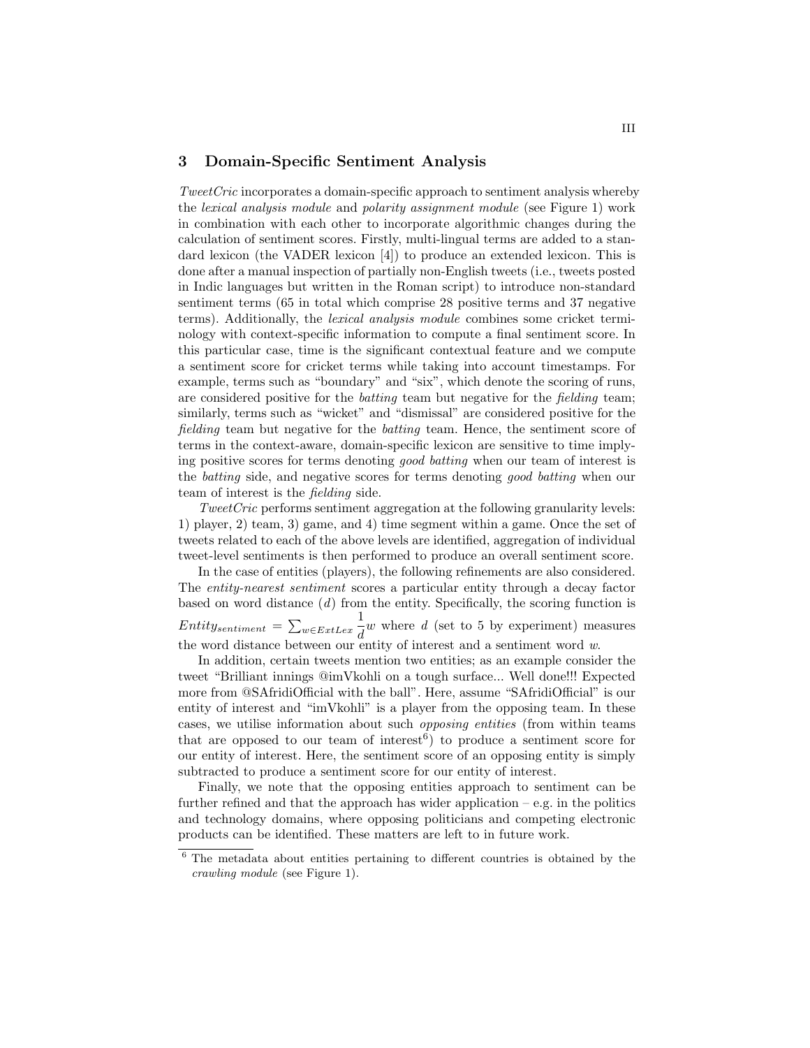## 3 Domain-Specific Sentiment Analysis

*TweetCric* incorporates a domain-specific approach to sentiment analysis whereby the *lexical analysis module* and *polarity assignment module* (see Figure 1) work in combination with each other to incorporate algorithmic changes during the calculation of sentiment scores. Firstly, multi-lingual terms are added to a standard lexicon (the VADER lexicon [4]) to produce an extended lexicon. This is done after a manual inspection of partially non-English tweets (i.e., tweets posted in Indic languages but written in the Roman script) to introduce non-standard sentiment terms (65 in total which comprise 28 positive terms and 37 negative terms). Additionally, the *lexical analysis module* combines some cricket terminology with context-specific information to compute a final sentiment score. In this particular case, time is the significant contextual feature and we compute a sentiment score for cricket terms while taking into account timestamps. For example, terms such as "boundary" and "six", which denote the scoring of runs, are considered positive for the *batting* team but negative for the *fielding* team; similarly, terms such as "wicket" and "dismissal" are considered positive for the *fielding* team but negative for the *batting* team. Hence, the sentiment score of terms in the context-aware, domain-specific lexicon are sensitive to time implying positive scores for terms denoting *good batting* when our team of interest is the *batting* side, and negative scores for terms denoting *good batting* when our team of interest is the *fielding* side.

*TweetCric* performs sentiment aggregation at the following granularity levels: 1) player, 2) team, 3) game, and 4) time segment within a game. Once the set of tweets related to each of the above levels are identified, aggregation of individual tweet-level sentiments is then performed to produce an overall sentiment score.

In the case of entities (players), the following refinements are also considered. The *entity-nearest sentiment* scores a particular entity through a decay factor based on word distance ($d$) from the entity. Specifically, the scoring function is $Entity_{sentiment} = \sum_{w \in ExtLex} \frac{1}{d} w$ where $d$ (set to 5 by experiment) measures the word distance between our entity of interest and a sentiment word $w$.

In addition, certain tweets mention two entities; as an example consider the tweet "Brilliant innings @imVkohli on a tough surface... Well done!!! Expected more from @SAfridiOfficial with the ball". Here, assume "SAfridiOfficial" is our entity of interest and "imVkohli" is a player from the opposing team. In these cases, we utilise information about such *opposing entities* (from within teams that are opposed to our team of interest[6]) to produce a sentiment score for our entity of interest. Here, the sentiment score of an opposing entity is simply subtracted to produce a sentiment score for our entity of interest.

Finally, we note that the opposing entities approach to sentiment can be further refined and that the approach has wider application – e.g. in the politics and technology domains, where opposing politicians and competing electronic products can be identified. These matters are left to in future work.

[6] The metadata about entities pertaining to different countries is obtained by the *crawling module* (see Figure 1).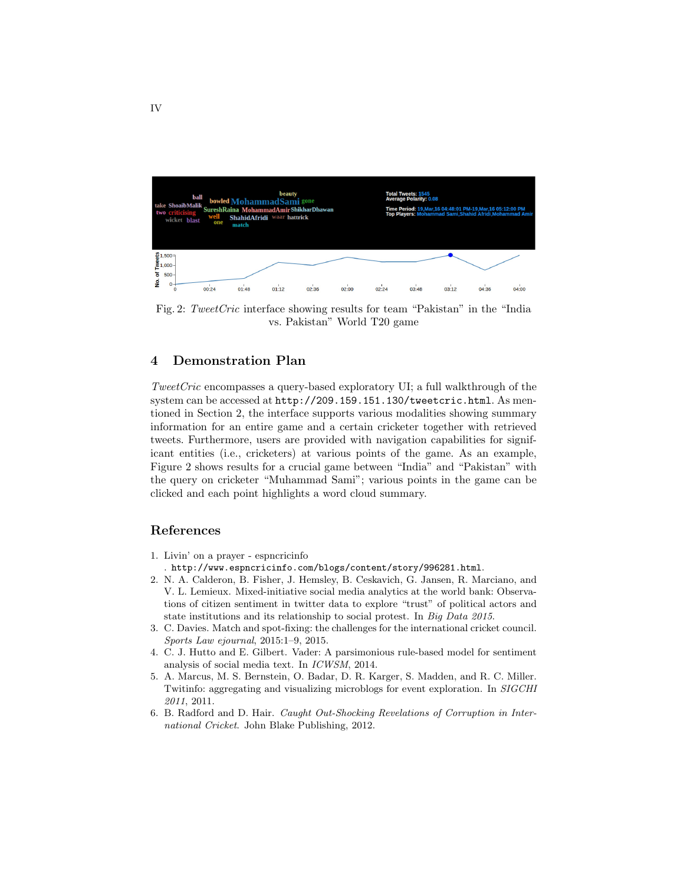Total Tweets: 1545
Average Polarity: 0.08

Time Period: 19,Mar,16 04:48:01 PM-19,Mar,16 05:12:00 PM
Top Players: Mohammad Sami,Shahid Afridi,Mohammad Amir

ball
beauty
bowled
MohammadSami
gone
take
ShoaibMalik
two
criticising
SureshRaina
MohammadAmir
ShikharDhawan
well
one
ShahidAfridi
waar
hattrick
wicket
blast
match

No. of Tweets
1,500
1,000
500
0

0
00:24
01:48
01:12
02:36
02:00
02:24
03:48
03:12
04:36
04:00

Fig. 2: *TweetCric* interface showing results for team "Pakistan" in the "India vs. Pakistan" World T20 game

## 4 Demonstration Plan

*TweetCric* encompasses a query-based exploratory UI; a full walkthrough of the system can be accessed at `http://209.159.151.130/tweetcric.html`. As mentioned in Section 2, the interface supports various modalities showing summary information for an entire game and a certain cricketer together with retrieved tweets. Furthermore, users are provided with navigation capabilities for significant entities (i.e., cricketers) at various points of the game. As an example, Figure 2 shows results for a crucial game between "India" and "Pakistan" with the query on cricketer "Muhammad Sami"; various points in the game can be clicked and each point highlights a word cloud summary.

## References

1. Livin' on a prayer - espncricinfo . `http://www.espncricinfo.com/blogs/content/story/996281.html`.
2. N. A. Calderon, B. Fisher, J. Hemsley, B. Ceskavich, G. Jansen, R. Marciano, and V. L. Lemieux. Mixed-initiative social media analytics at the world bank: Observations of citizen sentiment in twitter data to explore "trust" of political actors and state institutions and its relationship to social protest. In *Big Data 2015*.
3. C. Davies. Match and spot-fixing: the challenges for the international cricket council. *Sports Law ejournal*, 2015:1–9, 2015.
4. C. J. Hutto and E. Gilbert. Vader: A parsimonious rule-based model for sentiment analysis of social media text. In *ICWSM*, 2014.
5. A. Marcus, M. S. Bernstein, O. Badar, D. R. Karger, S. Madden, and R. C. Miller. Twitinfo: aggregating and visualizing microblogs for event exploration. In *SIGCHI 2011*, 2011.
6. B. Radford and D. Hair. *Caught Out-Shocking Revelations of Corruption in International Cricket*. John Blake Publishing, 2012.